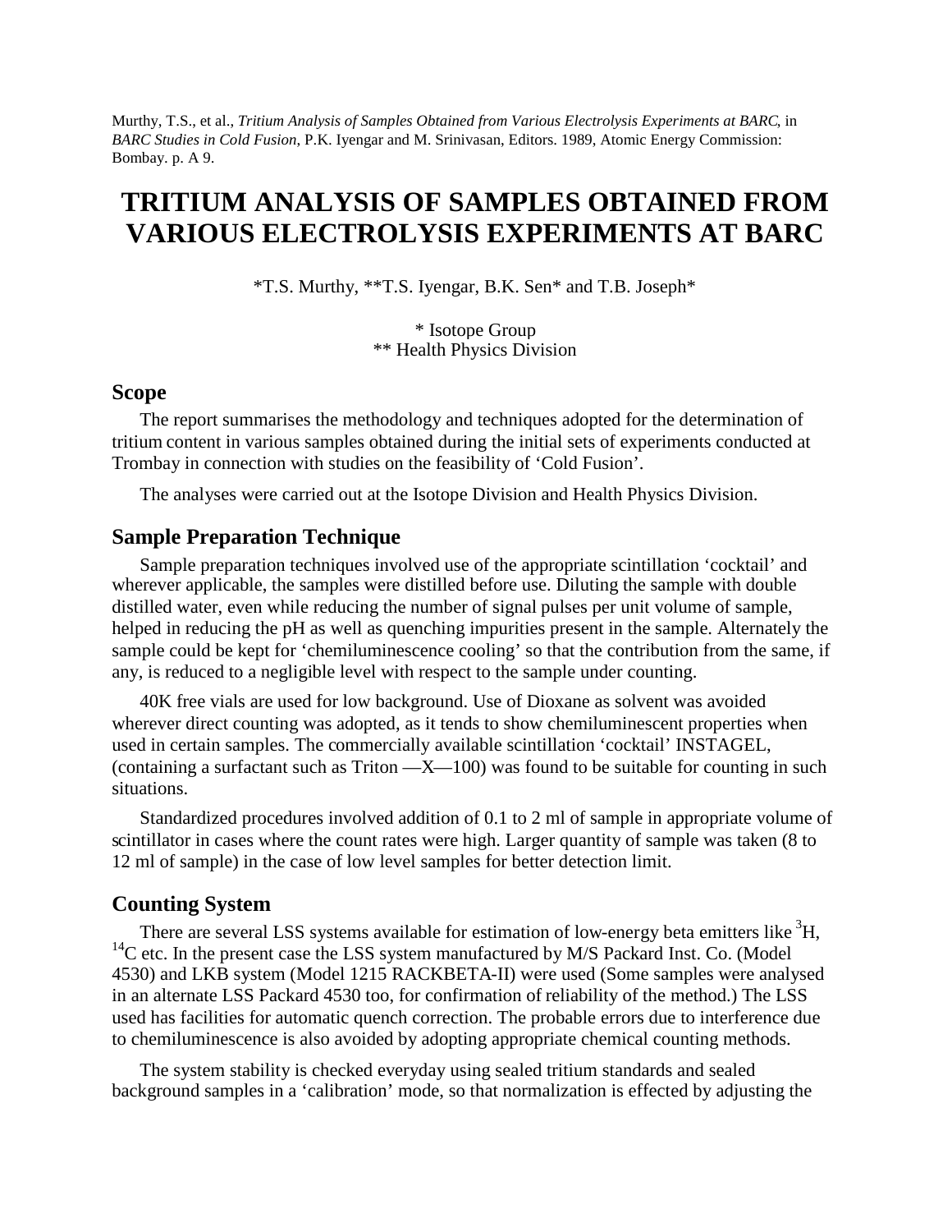Murthy, T.S., et al., *Tritium Analysis of Samples Obtained from Various Electrolysis Experiments at BARC*, in *BARC Studies in Cold Fusion*, P.K. Iyengar and M. Srinivasan, Editors. 1989, Atomic Energy Commission: Bombay. p. A 9.

# TRITIUM ANALYSIS OF SAMPLES OBTAINED FROM VARIOUS ELECTROLYSIS EXPERIMENTS AT BARC

*T.S. Murthy, **T.S. Iyengar, B.K. Sen* and T.B. Joseph*

\* Isotope Group
\*\* Health Physics Division

## Scope

The report summarises the methodology and techniques adopted for the determination of tritium content in various samples obtained during the initial sets of experiments conducted at Trombay in connection with studies on the feasibility of 'Cold Fusion'.

The analyses were carried out at the Isotope Division and Health Physics Division.

## Sample Preparation Technique

Sample preparation techniques involved use of the appropriate scintillation 'cocktail' and wherever applicable, the samples were distilled before use. Diluting the sample with double distilled water, even while reducing the number of signal pulses per unit volume of sample, helped in reducing the pH as well as quenching impurities present in the sample. Alternately the sample could be kept for 'chemiluminescence cooling' so that the contribution from the same, if any, is reduced to a negligible level with respect to the sample under counting.

40K free vials are used for low background. Use of Dioxane as solvent was avoided wherever direct counting was adopted, as it tends to show chemiluminescent properties when used in certain samples. The commercially available scintillation 'cocktail' INSTAGEL, (containing a surfactant such as Triton —X—100) was found to be suitable for counting in such situations.

Standardized procedures involved addition of 0.1 to 2 ml of sample in appropriate volume of scintillator in cases where the count rates were high. Larger quantity of sample was taken (8 to 12 ml of sample) in the case of low level samples for better detection limit.

## Counting System

There are several LSS systems available for estimation of low-energy beta emitters like $^{3}H$, $^{14}C$ etc. In the present case the LSS system manufactured by M/S Packard Inst. Co. (Model 4530) and LKB system (Model 1215 RACKBETA-II) were used (Some samples were analysed in an alternate LSS Packard 4530 too, for confirmation of reliability of the method.) The LSS used has facilities for automatic quench correction. The probable errors due to interference due to chemiluminescence is also avoided by adopting appropriate chemical counting methods.

The system stability is checked everyday using sealed tritium standards and sealed background samples in a 'calibration' mode, so that normalization is effected by adjusting the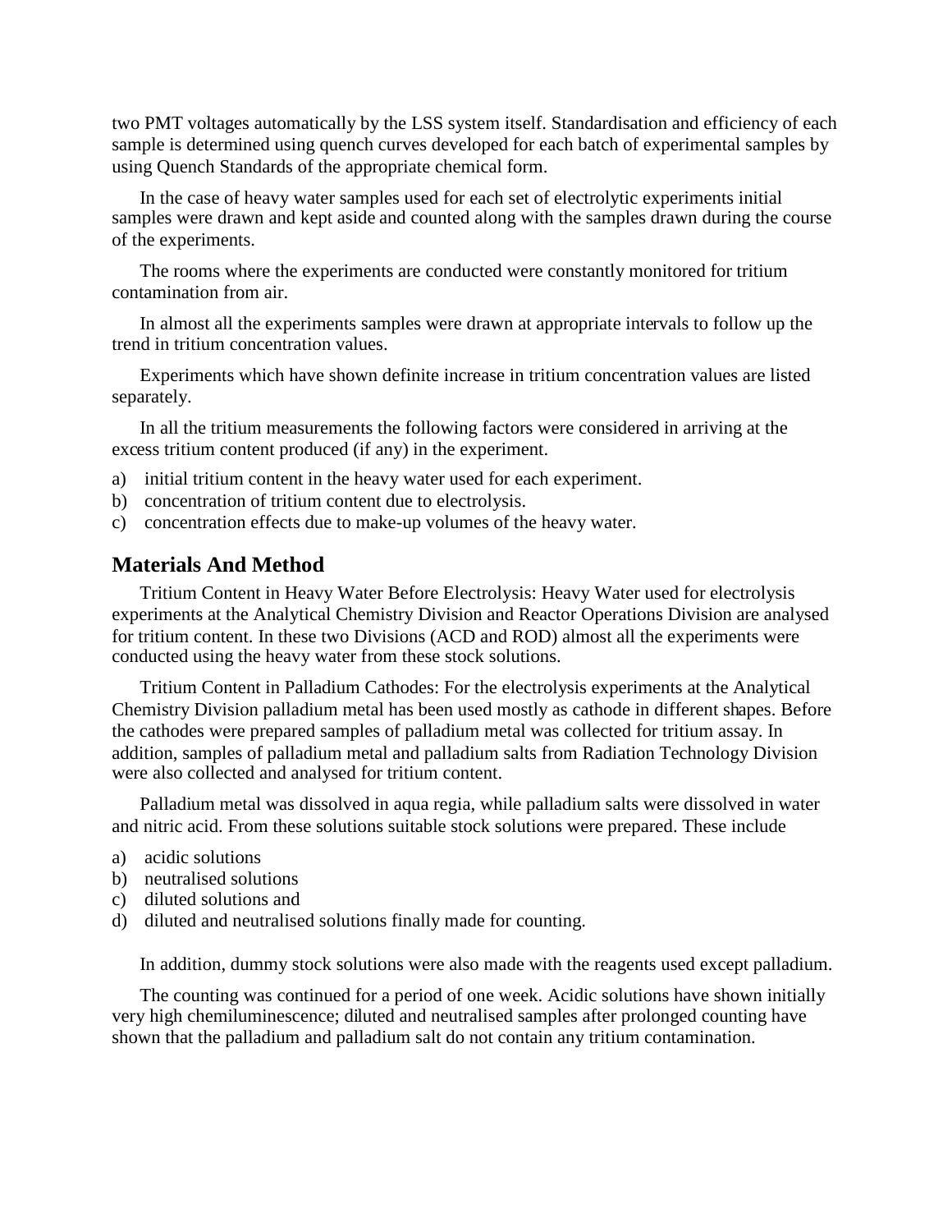two PMT voltages automatically by the LSS system itself. Standardisation and efficiency of each sample is determined using quench curves developed for each batch of experimental samples by using Quench Standards of the appropriate chemical form.

In the case of heavy water samples used for each set of electrolytic experiments initial samples were drawn and kept aside and counted along with the samples drawn during the course of the experiments.

The rooms where the experiments are conducted were constantly monitored for tritium contamination from air.

In almost all the experiments samples were drawn at appropriate intervals to follow up the trend in tritium concentration values.

Experiments which have shown definite increase in tritium concentration values are listed separately.

In all the tritium measurements the following factors were considered in arriving at the excess tritium content produced (if any) in the experiment.

a) initial tritium content in the heavy water used for each experiment.
b) concentration of tritium content due to electrolysis.
c) concentration effects due to make-up volumes of the heavy water.

## Materials And Method

Tritium Content in Heavy Water Before Electrolysis: Heavy Water used for electrolysis experiments at the Analytical Chemistry Division and Reactor Operations Division are analysed for tritium content. In these two Divisions (ACD and ROD) almost all the experiments were conducted using the heavy water from these stock solutions.

Tritium Content in Palladium Cathodes: For the electrolysis experiments at the Analytical Chemistry Division palladium metal has been used mostly as cathode in different shapes. Before the cathodes were prepared samples of palladium metal was collected for tritium assay. In addition, samples of palladium metal and palladium salts from Radiation Technology Division were also collected and analysed for tritium content.

Palladium metal was dissolved in aqua regia, while palladium salts were dissolved in water and nitric acid. From these solutions suitable stock solutions were prepared. These include

a) acidic solutions
b) neutralised solutions
c) diluted solutions and
d) diluted and neutralised solutions finally made for counting.

In addition, dummy stock solutions were also made with the reagents used except palladium.

The counting was continued for a period of one week. Acidic solutions have shown initially very high chemiluminescence; diluted and neutralised samples after prolonged counting have shown that the palladium and palladium salt do not contain any tritium contamination.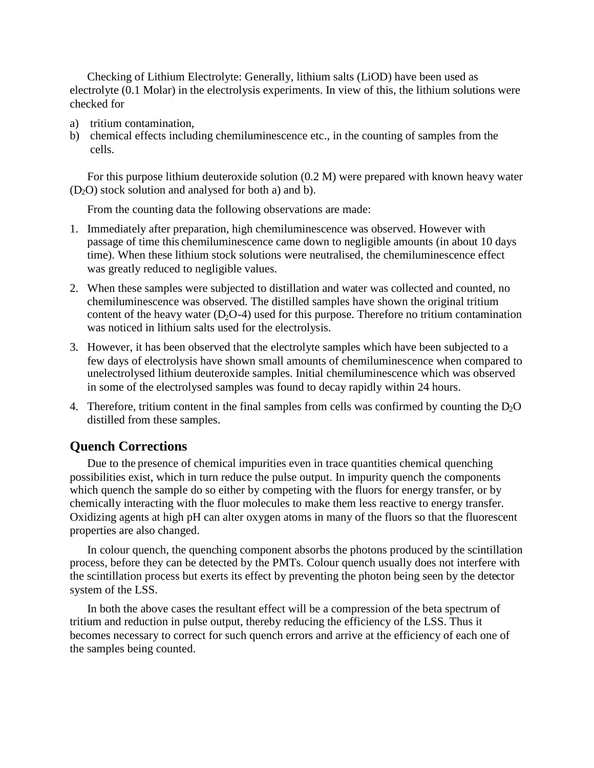Checking of Lithium Electrolyte: Generally, lithium salts (LiOD) have been used as electrolyte (0.1 Molar) in the electrolysis experiments. In view of this, the lithium solutions were checked for

a) tritium contamination,
b) chemical effects including chemiluminescence etc., in the counting of samples from the cells.

For this purpose lithium deuteroxide solution (0.2 M) were prepared with known heavy water ($D_2O$) stock solution and analysed for both a) and b).

From the counting data the following observations are made:

1. Immediately after preparation, high chemiluminescence was observed. However with passage of time this chemiluminescence came down to negligible amounts (in about 10 days time). When these lithium stock solutions were neutralised, the chemiluminescence effect was greatly reduced to negligible values.
2. When these samples were subjected to distillation and water was collected and counted, no chemiluminescence was observed. The distilled samples have shown the original tritium content of the heavy water ($D_2O$-4) used for this purpose. Therefore no tritium contamination was noticed in lithium salts used for the electrolysis.
3. However, it has been observed that the electrolyte samples which have been subjected to a few days of electrolysis have shown small amounts of chemiluminescence when compared to unelectrolysed lithium deuteroxide samples. Initial chemiluminescence which was observed in some of the electrolysed samples was found to decay rapidly within 24 hours.
4. Therefore, tritium content in the final samples from cells was confirmed by counting the $D_2O$ distilled from these samples.

## Quench Corrections

Due to the presence of chemical impurities even in trace quantities chemical quenching possibilities exist, which in turn reduce the pulse output. In impurity quench the components which quench the sample do so either by competing with the fluors for energy transfer, or by chemically interacting with the fluor molecules to make them less reactive to energy transfer. Oxidizing agents at high pH can alter oxygen atoms in many of the fluors so that the fluorescent properties are also changed.

In colour quench, the quenching component absorbs the photons produced by the scintillation process, before they can be detected by the PMTs. Colour quench usually does not interfere with the scintillation process but exerts its effect by preventing the photon being seen by the detector system of the LSS.

In both the above cases the resultant effect will be a compression of the beta spectrum of tritium and reduction in pulse output, thereby reducing the efficiency of the LSS. Thus it becomes necessary to correct for such quench errors and arrive at the efficiency of each one of the samples being counted.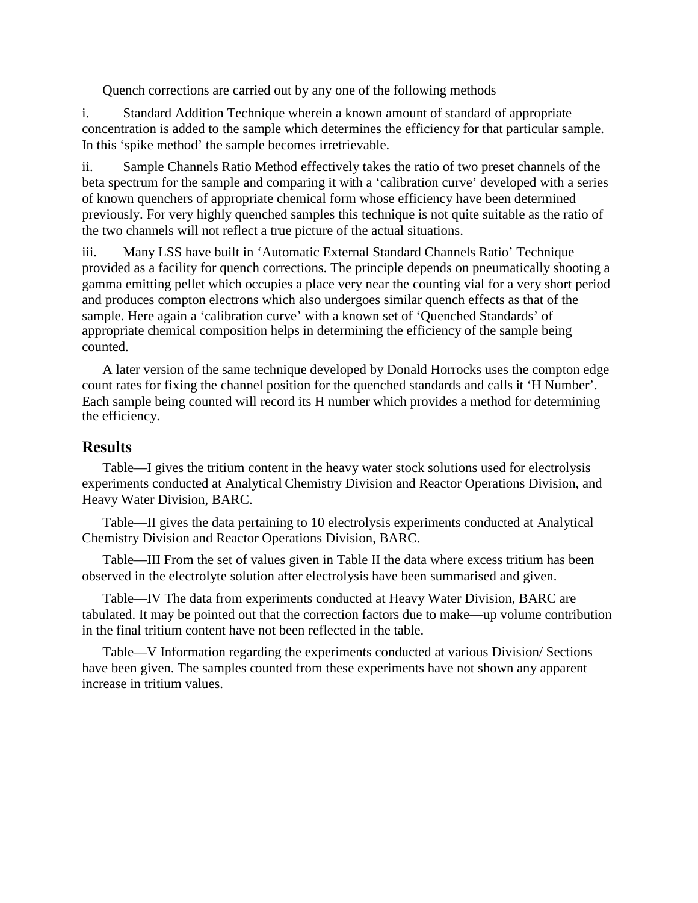Quench corrections are carried out by any one of the following methods

i. Standard Addition Technique wherein a known amount of standard of appropriate concentration is added to the sample which determines the efficiency for that particular sample. In this 'spike method' the sample becomes irretrievable.

ii. Sample Channels Ratio Method effectively takes the ratio of two preset channels of the beta spectrum for the sample and comparing it with a 'calibration curve' developed with a series of known quenchers of appropriate chemical form whose efficiency have been determined previously. For very highly quenched samples this technique is not quite suitable as the ratio of the two channels will not reflect a true picture of the actual situations.

iii. Many LSS have built in 'Automatic External Standard Channels Ratio' Technique provided as a facility for quench corrections. The principle depends on pneumatically shooting a gamma emitting pellet which occupies a place very near the counting vial for a very short period and produces compton electrons which also undergoes similar quench effects as that of the sample. Here again a 'calibration curve' with a known set of 'Quenched Standards' of appropriate chemical composition helps in determining the efficiency of the sample being counted.

A later version of the same technique developed by Donald Horrocks uses the compton edge count rates for fixing the channel position for the quenched standards and calls it 'H Number'. Each sample being counted will record its H number which provides a method for determining the efficiency.

## Results

Table—I gives the tritium content in the heavy water stock solutions used for electrolysis experiments conducted at Analytical Chemistry Division and Reactor Operations Division, and Heavy Water Division, BARC.

Table—II gives the data pertaining to 10 electrolysis experiments conducted at Analytical Chemistry Division and Reactor Operations Division, BARC.

Table—III From the set of values given in Table II the data where excess tritium has been observed in the electrolyte solution after electrolysis have been summarised and given.

Table—IV The data from experiments conducted at Heavy Water Division, BARC are tabulated. It may be pointed out that the correction factors due to make—up volume contribution in the final tritium content have not been reflected in the table.

Table—V Information regarding the experiments conducted at various Division/ Sections have been given. The samples counted from these experiments have not shown any apparent increase in tritium values.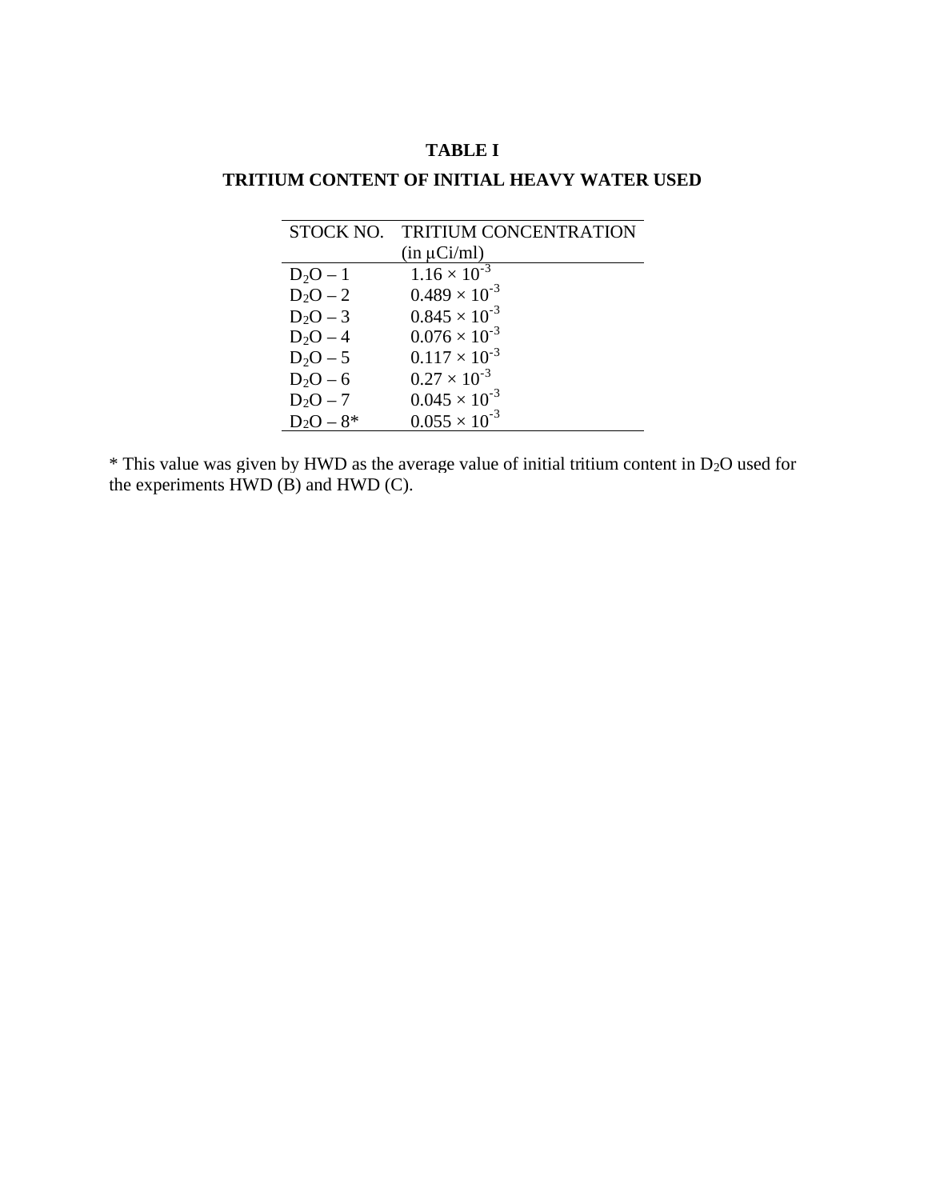**TABLE I**

**TRITIUM CONTENT OF INITIAL HEAVY WATER USED**

| STOCK NO. | TRITIUM CONCENTRATION (in μCi/ml) |
|---|---|
| $D_2O$ – 1 | $1.16 \times 10^{-3}$ |
| $D_2O$ – 2 | $0.489 \times 10^{-3}$ |
| $D_2O$ – 3 | $0.845 \times 10^{-3}$ |
| $D_2O$ – 4 | $0.076 \times 10^{-3}$ |
| $D_2O$ – 5 | $0.117 \times 10^{-3}$ |
| $D_2O$ – 6 | $0.27 \times 10^{-3}$ |
| $D_2O$ – 7 | $0.045 \times 10^{-3}$ |
| $D_2O$ – 8* | $0.055 \times 10^{-3}$ |

* This value was given by HWD as the average value of initial tritium content in $D_2O$ used for the experiments HWD (B) and HWD (C).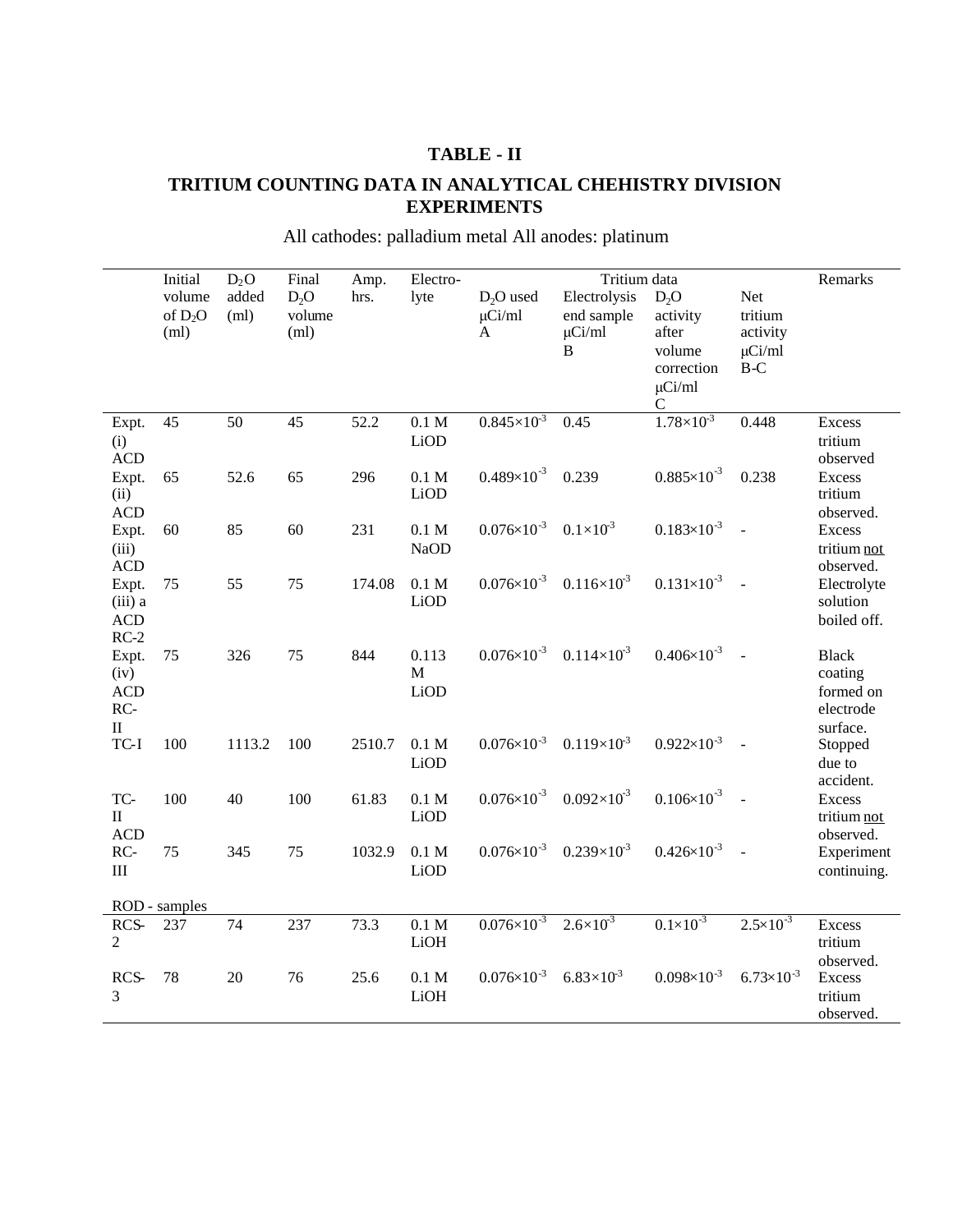# TABLE - II

## TRITIUM COUNTING DATA IN ANALYTICAL CHEHISTRY DIVISION EXPERIMENTS

All cathodes: palladium metal All anodes: platinum

| | Initial volume of $D_2O$ (ml) | $D_2O$ added (ml) | Final $D_2O$ volume (ml) | Amp. hrs. | Electro-lyte | Tritium data: $D_2O$ used μCi/ml A | Electrolysis end sample μCi/ml B | $D_2O$ activity after volume correction μCi/ml C | Net tritium activity μCi/ml B-C | Remarks |
|---|---|---|---|---|---|---|---|---|---|---|
| Expt. (i) ACD | 45 | 50 | 45 | 52.2 | 0.1 M LiOD | $0.845\times10^{-3}$ | 0.45 | $1.78\times10^{-3}$ | 0.448 | Excess tritium observed |
| Expt. (ii) ACD | 65 | 52.6 | 65 | 296 | 0.1 M LiOD | $0.489\times10^{-3}$ | 0.239 | $0.885\times10^{-3}$ | 0.238 | Excess tritium observed. |
| Expt. (iii) ACD | 60 | 85 | 60 | 231 | 0.1 M NaOD | $0.076\times10^{-3}$ | $0.1\times10^{-3}$ | $0.183\times10^{-3}$ | - | Excess tritium not observed. |
| Expt. (iii) a ACD RC-2 | 75 | 55 | 75 | 174.08 | 0.1 M LiOD | $0.076\times10^{-3}$ | $0.116\times10^{-3}$ | $0.131\times10^{-3}$ | - | Electrolyte solution boiled off. |
| Expt. (iv) ACD RC-II | 75 | 326 | 75 | 844 | 0.113 M LiOD | $0.076\times10^{-3}$ | $0.114\times10^{-3}$ | $0.406\times10^{-3}$ | - | Black coating formed on electrode surface. |
| TC-I | 100 | 1113.2 | 100 | 2510.7 | 0.1 M LiOD | $0.076\times10^{-3}$ | $0.119\times10^{-3}$ | $0.922\times10^{-3}$ | - | Stopped due to accident. |
| TC-II ACD | 100 | 40 | 100 | 61.83 | 0.1 M LiOD | $0.076\times10^{-3}$ | $0.092\times10^{-3}$ | $0.106\times10^{-3}$ | - | Excess tritium not observed. |
| RC-III | 75 | 345 | 75 | 1032.9 | 0.1 M LiOD | $0.076\times10^{-3}$ | $0.239\times10^{-3}$ | $0.426\times10^{-3}$ | - | Experiment continuing. |
| ROD - samples | | | | | | | | | | |
| RCS-2 | 237 | 74 | 237 | 73.3 | 0.1 M LiOH | $0.076\times10^{-3}$ | $2.6\times10^{-3}$ | $0.1\times10^{-3}$ | $2.5\times10^{-3}$ | Excess tritium observed. |
| RCS-3 | 78 | 20 | 76 | 25.6 | 0.1 M LiOH | $0.076\times10^{-3}$ | $6.83\times10^{-3}$ | $0.098\times10^{-3}$ | $6.73\times10^{-3}$ | Excess tritium observed. |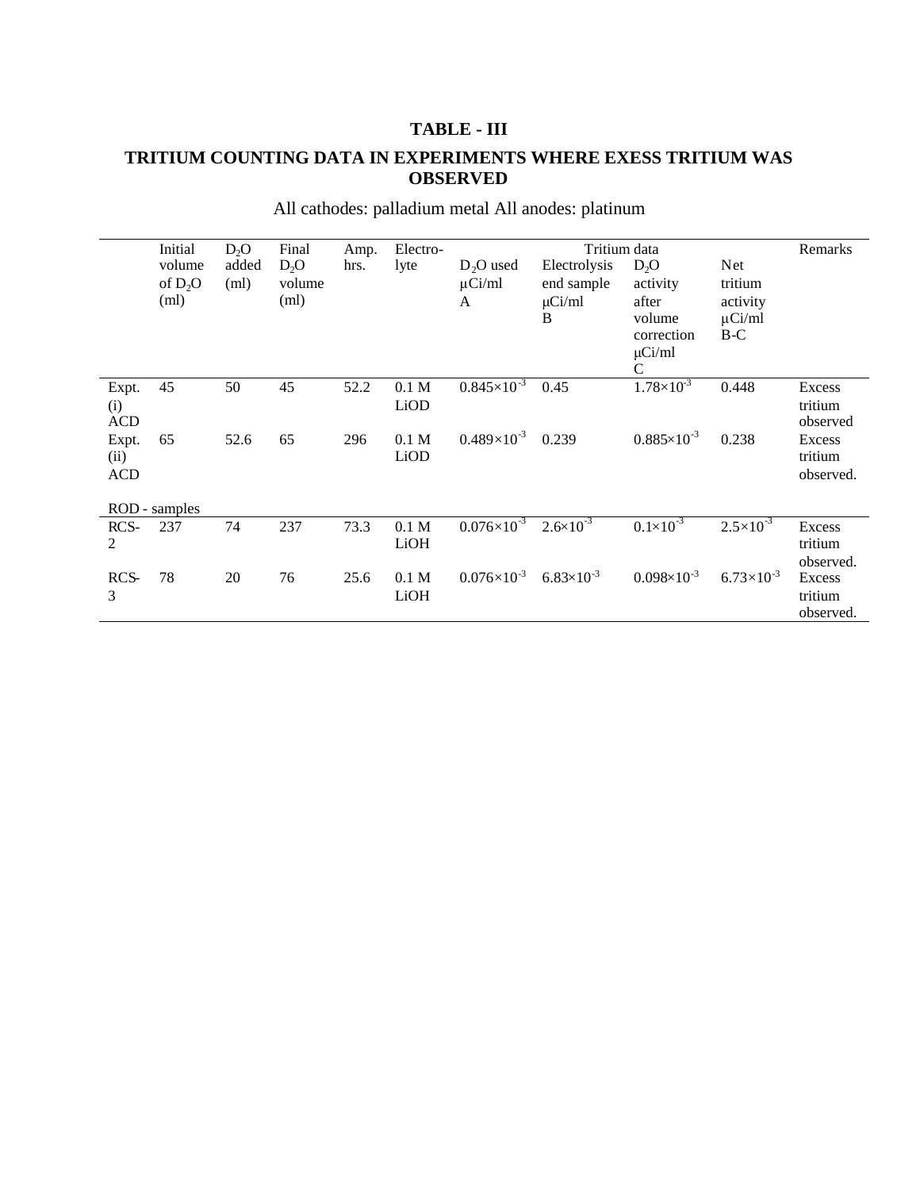## TABLE - III

## TRITIUM COUNTING DATA IN EXPERIMENTS WHERE EXESS TRITIUM WAS OBSERVED

All cathodes: palladium metal All anodes: platinum

| | Initial volume of $D_2O$ (ml) | $D_2O$ added (ml) | Final $D_2O$ volume (ml) | Amp. hrs. | Electro-lyte | Tritium data | | | | Remarks |
|---|---|---|---|---|---|---|---|---|---|---|
| | | | | | | $D_2O$ used μCi/ml A | Electrolysis end sample μCi/ml B | $D_2O$ activity after volume correction μCi/ml C | Net tritium activity μCi/ml B-C | |
| Expt. (i) ACD | 45 | 50 | 45 | 52.2 | 0.1 M LiOD | $0.845\times10^{-3}$ | 0.45 | $1.78\times10^{-3}$ | 0.448 | Excess tritium observed |
| Expt. (ii) ACD | 65 | 52.6 | 65 | 296 | 0.1 M LiOD | $0.489\times10^{-3}$ | 0.239 | $0.885\times10^{-3}$ | 0.238 | Excess tritium observed. |
| ROD - samples | | | | | | | | | | |
| RCS-2 | 237 | 74 | 237 | 73.3 | 0.1 M LiOH | $0.076\times10^{-3}$ | $2.6\times10^{-3}$ | $0.1\times10^{-3}$ | $2.5\times10^{-3}$ | Excess tritium observed. |
| RCS-3 | 78 | 20 | 76 | 25.6 | 0.1 M LiOH | $0.076\times10^{-3}$ | $6.83\times10^{-3}$ | $0.098\times10^{-3}$ | $6.73\times10^{-3}$ | Excess tritium observed. |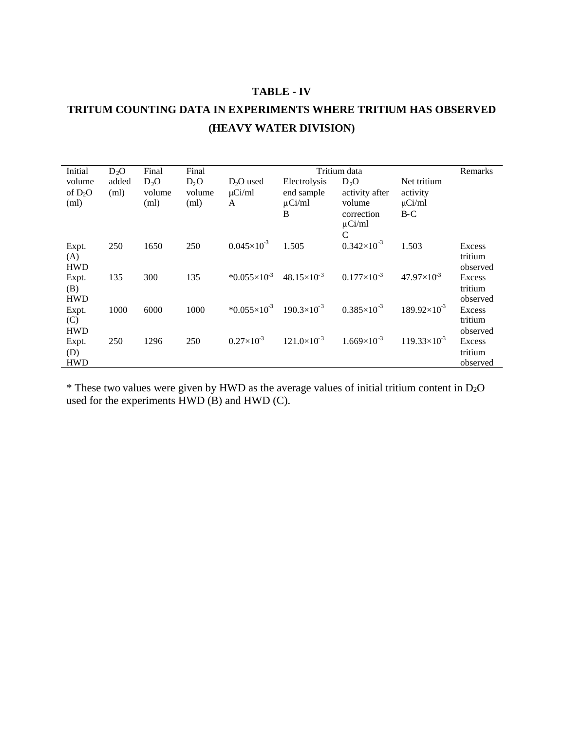## TABLE - IV

## TRITUM COUNTING DATA IN EXPERIMENTS WHERE TRITIUM HAS OBSERVED (HEAVY WATER DIVISION)

| Initial volume of $D_2O$ (ml) | $D_2O$ added (ml) | Final $D_2O$ volume (ml) | Final $D_2O$ volume (ml) | Tritium data | | | | Remarks |
|---|---|---|---|---|---|---|---|---|
| | | | | $D_2O$ used μCi/ml A | Electrolysis end sample μCi/ml B | $D_2O$ activity after volume correction μCi/ml C | Net tritium activity μCi/ml B-C | |
| Expt. (A) HWD | 250 | 1650 | 250 | $0.045\times10^{-3}$ | 1.505 | $0.342\times10^{-3}$ | 1.503 | Excess tritium observed |
| Expt. (B) HWD | 135 | 300 | 135 | $*0.055\times10^{-3}$ | $48.15\times10^{-3}$ | $0.177\times10^{-3}$ | $47.97\times10^{-3}$ | Excess tritium observed |
| Expt. (C) HWD | 1000 | 6000 | 1000 | $*0.055\times10^{-3}$ | $190.3\times10^{-3}$ | $0.385\times10^{-3}$ | $189.92\times10^{-3}$ | Excess tritium observed |
| Expt. (D) HWD | 250 | 1296 | 250 | $0.27\times10^{-3}$ | $121.0\times10^{-3}$ | $1.669\times10^{-3}$ | $119.33\times10^{-3}$ | Excess tritium observed |

* These two values were given by HWD as the average values of initial tritium content in $D_2O$ used for the experiments HWD (B) and HWD (C).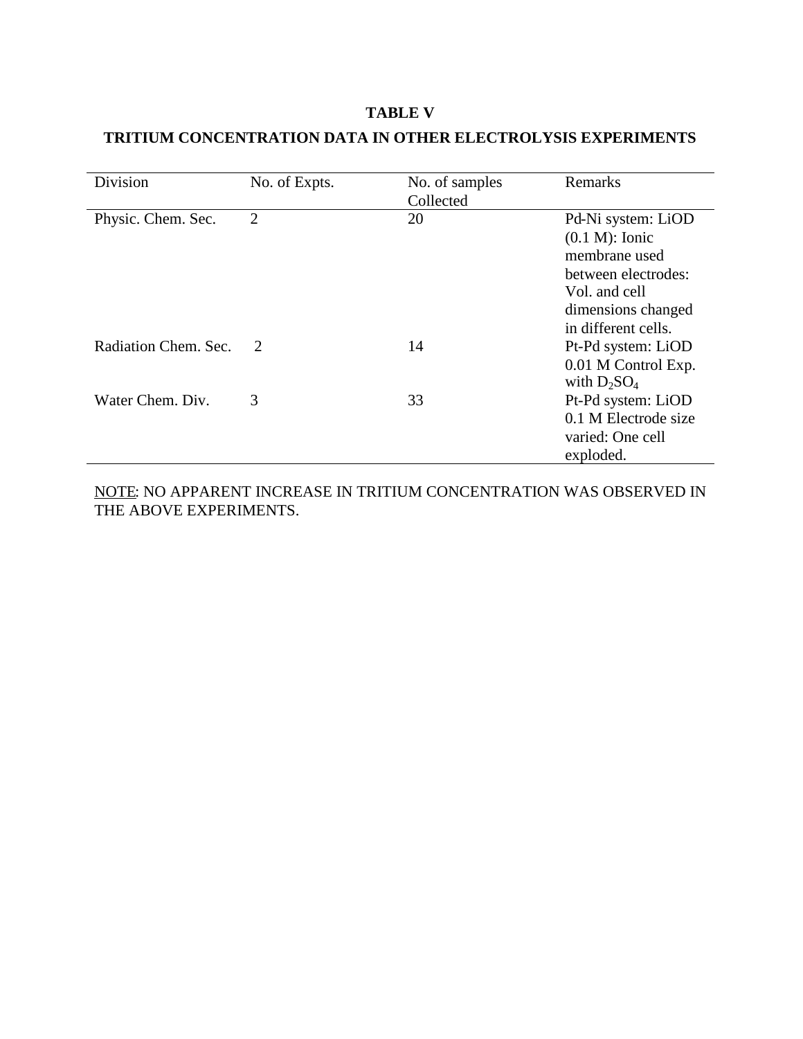**TABLE V**

**TRITIUM CONCENTRATION DATA IN OTHER ELECTROLYSIS EXPERIMENTS**

| Division | No. of Expts. | No. of samples Collected | Remarks |
|---|---|---|---|
| Physic. Chem. Sec. | 2 | 20 | Pd-Ni system: LiOD (0.1 M): Ionic membrane used between electrodes: Vol. and cell dimensions changed in different cells. |
| Radiation Chem. Sec. | 2 | 14 | Pt-Pd system: LiOD 0.01 M Control Exp. with $D_2SO_4$ |
| Water Chem. Div. | 3 | 33 | Pt-Pd system: LiOD 0.1 M Electrode size varied: One cell exploded. |

NOTE: NO APPARENT INCREASE IN TRITIUM CONCENTRATION WAS OBSERVED IN THE ABOVE EXPERIMENTS.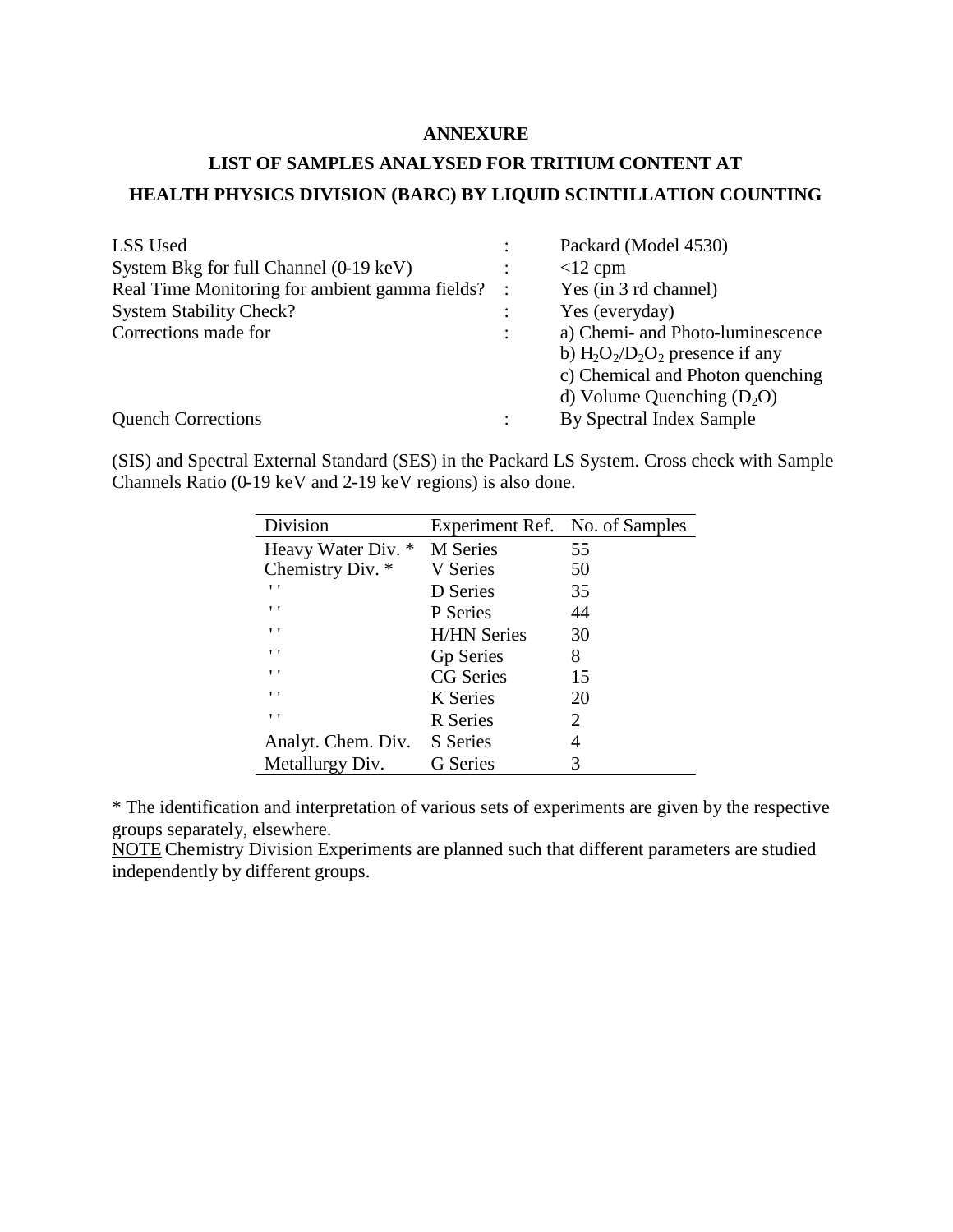**ANNEXURE**

**LIST OF SAMPLES ANALYSED FOR TRITIUM CONTENT AT HEALTH PHYSICS DIVISION (BARC) BY LIQUID SCINTILLATION COUNTING**

| | | |
|---|---|---|
| LSS Used | : | Packard (Model 4530) |
| System Bkg for full Channel (0-19 keV) | : | <12 cpm |
| Real Time Monitoring for ambient gamma fields? | : | Yes (in 3 rd channel) |
| System Stability Check? | : | Yes (everyday) |
| Corrections made for | : | a) Chemi- and Photo-luminescence<br>b) $H_2O_2/D_2O_2$ presence if any<br>c) Chemical and Photon quenching<br>d) Volume Quenching ($D_2O$) |
| Quench Corrections | : | By Spectral Index Sample |

(SIS) and Spectral External Standard (SES) in the Packard LS System. Cross check with Sample Channels Ratio (0-19 keV and 2-19 keV regions) is also done.

| Division | Experiment Ref. | No. of Samples |
|---|---|---|
| Heavy Water Div. * | M Series | 55 |
| Chemistry Div. * | V Series | 50 |
| ' ' | D Series | 35 |
| ' ' | P Series | 44 |
| ' ' | H/HN Series | 30 |
| ' ' | Gp Series | 8 |
| ' ' | CG Series | 15 |
| ' ' | K Series | 20 |
| ' ' | R Series | 2 |
| Analyt. Chem. Div. | S Series | 4 |
| Metallurgy Div. | G Series | 3 |

* The identification and interpretation of various sets of experiments are given by the respective groups separately, elsewhere.

<u>NOTE</u> Chemistry Division Experiments are planned such that different parameters are studied independently by different groups.